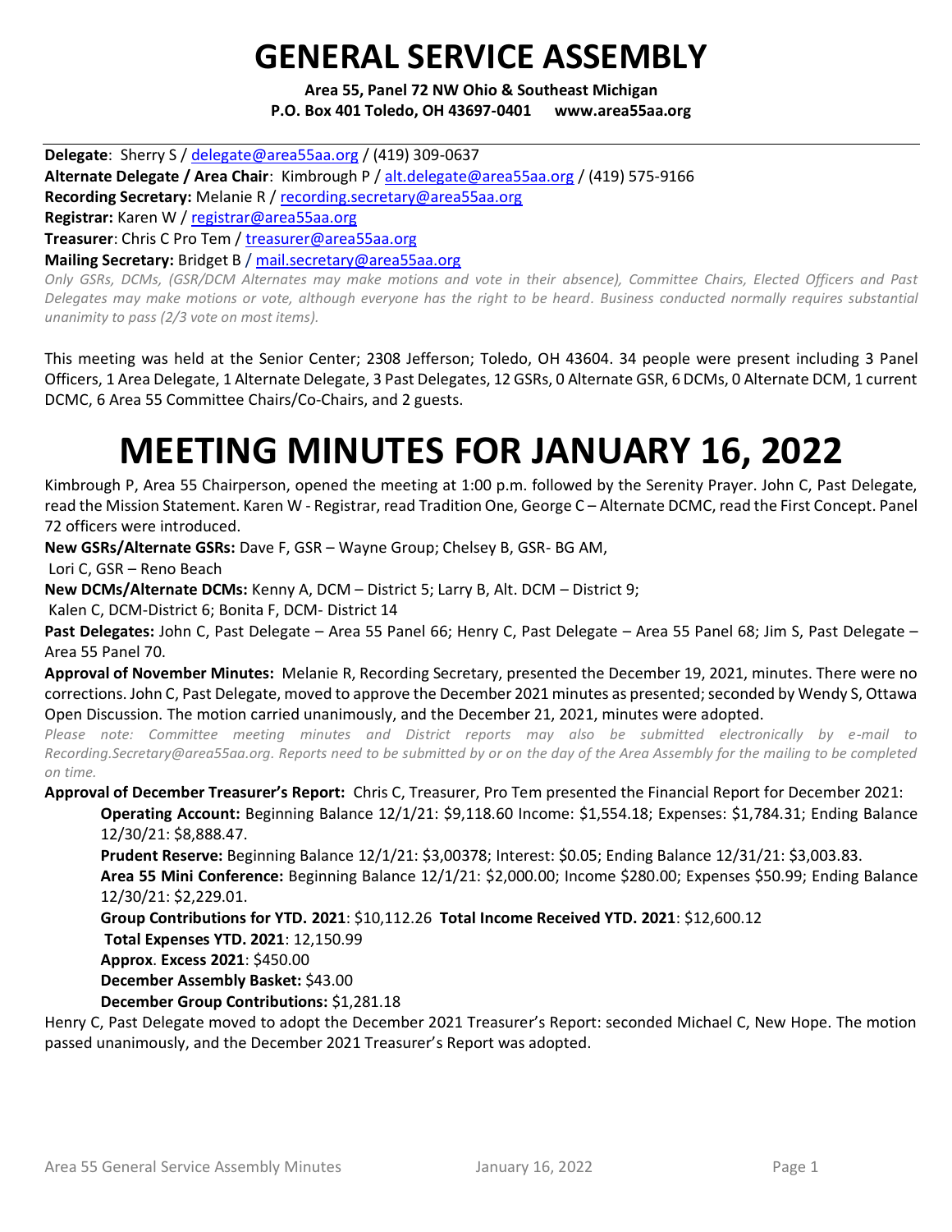# GENERAL SERVICE ASSEMBLY

**Area 55, Panel 72 NW Ohio & Southeast Michigan**
**P.O. Box 401 Toledo, OH 43697-0401 www.area55aa.org**

**Delegate**: Sherry S / delegate@area55aa.org / (419) 309-0637
**Alternate Delegate / Area Chair**: Kimbrough P / alt.delegate@area55aa.org / (419) 575-9166
**Recording Secretary:** Melanie R / recording.secretary@area55aa.org
**Registrar:** Karen W / registrar@area55aa.org
**Treasurer**: Chris C Pro Tem / treasurer@area55aa.org
**Mailing Secretary:** Bridget B / mail.secretary@area55aa.org

*Only GSRs, DCMs, (GSR/DCM Alternates may make motions and vote in their absence), Committee Chairs, Elected Officers and Past Delegates may make motions or vote, although everyone has the right to be heard. Business conducted normally requires substantial unanimity to pass (2/3 vote on most items).*

This meeting was held at the Senior Center; 2308 Jefferson; Toledo, OH 43604. 34 people were present including 3 Panel Officers, 1 Area Delegate, 1 Alternate Delegate, 3 Past Delegates, 12 GSRs, 0 Alternate GSR, 6 DCMs, 0 Alternate DCM, 1 current DCMC, 6 Area 55 Committee Chairs/Co-Chairs, and 2 guests.

# MEETING MINUTES FOR JANUARY 16, 2022

Kimbrough P, Area 55 Chairperson, opened the meeting at 1:00 p.m. followed by the Serenity Prayer. John C, Past Delegate, read the Mission Statement. Karen W - Registrar, read Tradition One, George C – Alternate DCMC, read the First Concept. Panel 72 officers were introduced.

**New GSRs/Alternate GSRs:** Dave F, GSR – Wayne Group; Chelsey B, GSR- BG AM,
Lori C, GSR – Reno Beach

**New DCMs/Alternate DCMs:** Kenny A, DCM – District 5; Larry B, Alt. DCM – District 9;
Kalen C, DCM-District 6; Bonita F, DCM- District 14

**Past Delegates:** John C, Past Delegate – Area 55 Panel 66; Henry C, Past Delegate – Area 55 Panel 68; Jim S, Past Delegate – Area 55 Panel 70.

**Approval of November Minutes:** Melanie R, Recording Secretary, presented the December 19, 2021, minutes. There were no corrections. John C, Past Delegate, moved to approve the December 2021 minutes as presented; seconded by Wendy S, Ottawa Open Discussion. The motion carried unanimously, and the December 21, 2021, minutes were adopted.

*Please note: Committee meeting minutes and District reports may also be submitted electronically by e-mail to Recording.Secretary@area55aa.org. Reports need to be submitted by or on the day of the Area Assembly for the mailing to be completed on time.*

**Approval of December Treasurer's Report:** Chris C, Treasurer, Pro Tem presented the Financial Report for December 2021:

**Operating Account:** Beginning Balance 12/1/21: $9,118.60 Income: $1,554.18; Expenses: $1,784.31; Ending Balance 12/30/21: $8,888.47.

**Prudent Reserve:** Beginning Balance 12/1/21: $3,00378; Interest: $0.05; Ending Balance 12/31/21: $3,003.83.

**Area 55 Mini Conference:** Beginning Balance 12/1/21: $2,000.00; Income $280.00; Expenses $50.99; Ending Balance 12/30/21: $2,229.01.

**Group Contributions for YTD. 2021**: $10,112.26 **Total Income Received YTD. 2021**: $12,600.12

**Total Expenses YTD. 2021**: 12,150.99

**Approx**. **Excess 2021**: $450.00

**December Assembly Basket:** $43.00

**December Group Contributions:** $1,281.18

Henry C, Past Delegate moved to adopt the December 2021 Treasurer's Report: seconded Michael C, New Hope. The motion passed unanimously, and the December 2021 Treasurer's Report was adopted.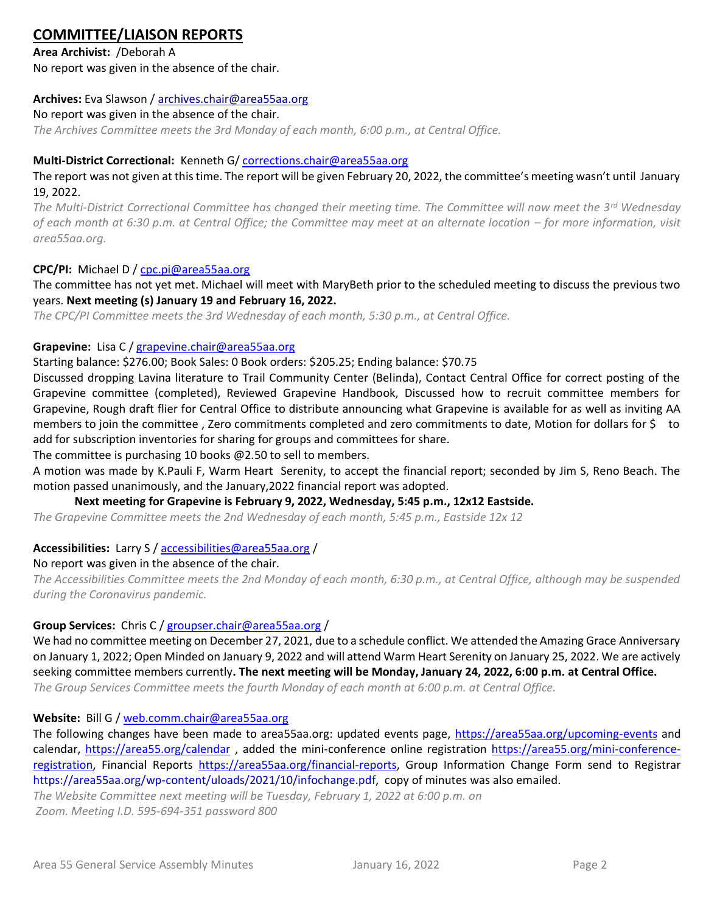## COMMITTEE/LIAISON REPORTS

**Area Archivist:** /Deborah A
No report was given in the absence of the chair.

**Archives:** Eva Slawson / archives.chair@area55aa.org
No report was given in the absence of the chair.
*The Archives Committee meets the 3rd Monday of each month, 6:00 p.m., at Central Office.*

**Multi-District Correctional:** Kenneth G/ corrections.chair@area55aa.org
The report was not given at this time. The report will be given February 20, 2022, the committee's meeting wasn't until January 19, 2022.
*The Multi-District Correctional Committee has changed their meeting time. The Committee will now meet the 3rd Wednesday of each month at 6:30 p.m. at Central Office; the Committee may meet at an alternate location – for more information, visit area55aa.org.*

**CPC/PI:** Michael D / cpc.pi@area55aa.org
The committee has not yet met. Michael will meet with MaryBeth prior to the scheduled meeting to discuss the previous two years. **Next meeting (s) January 19 and February 16, 2022.**
*The CPC/PI Committee meets the 3rd Wednesday of each month, 5:30 p.m., at Central Office.*

**Grapevine:** Lisa C / grapevine.chair@area55aa.org
Starting balance: $276.00; Book Sales: 0 Book orders: $205.25; Ending balance: $70.75
Discussed dropping Lavina literature to Trail Community Center (Belinda), Contact Central Office for correct posting of the Grapevine committee (completed), Reviewed Grapevine Handbook, Discussed how to recruit committee members for Grapevine, Rough draft flier for Central Office to distribute announcing what Grapevine is available for as well as inviting AA members to join the committee , Zero commitments completed and zero commitments to date, Motion for dollars for $ to add for subscription inventories for sharing for groups and committees for share.
The committee is purchasing 10 books @2.50 to sell to members.
A motion was made by K.Pauli F, Warm Heart Serenity, to accept the financial report; seconded by Jim S, Reno Beach. The motion passed unanimously, and the January,2022 financial report was adopted.

**Next meeting for Grapevine is February 9, 2022, Wednesday, 5:45 p.m., 12x12 Eastside.**
*The Grapevine Committee meets the 2nd Wednesday of each month, 5:45 p.m., Eastside 12x 12*

**Accessibilities:** Larry S / accessibilities@area55aa.org /
No report was given in the absence of the chair.
*The Accessibilities Committee meets the 2nd Monday of each month, 6:30 p.m., at Central Office, although may be suspended during the Coronavirus pandemic.*

**Group Services:** Chris C / groupser.chair@area55aa.org /
We had no committee meeting on December 27, 2021, due to a schedule conflict. We attended the Amazing Grace Anniversary on January 1, 2022; Open Minded on January 9, 2022 and will attend Warm Heart Serenity on January 25, 2022. We are actively seeking committee members currently**. The next meeting will be Monday, January 24, 2022, 6:00 p.m. at Central Office.**
*The Group Services Committee meets the fourth Monday of each month at 6:00 p.m. at Central Office.*

**Website:** Bill G / web.comm.chair@area55aa.org
The following changes have been made to area55aa.org: updated events page, https://area55aa.org/upcoming-events and calendar, https://area55.org/calendar , added the mini-conference online registration https://area55.org/mini-conference-registration, Financial Reports https://area55aa.org/financial-reports, Group Information Change Form send to Registrar https://area55aa.org/wp-content/uloads/2021/10/infochange.pdf, copy of minutes was also emailed.
*The Website Committee next meeting will be Tuesday, February 1, 2022 at 6:00 p.m. on Zoom. Meeting I.D. 595-694-351 password 800*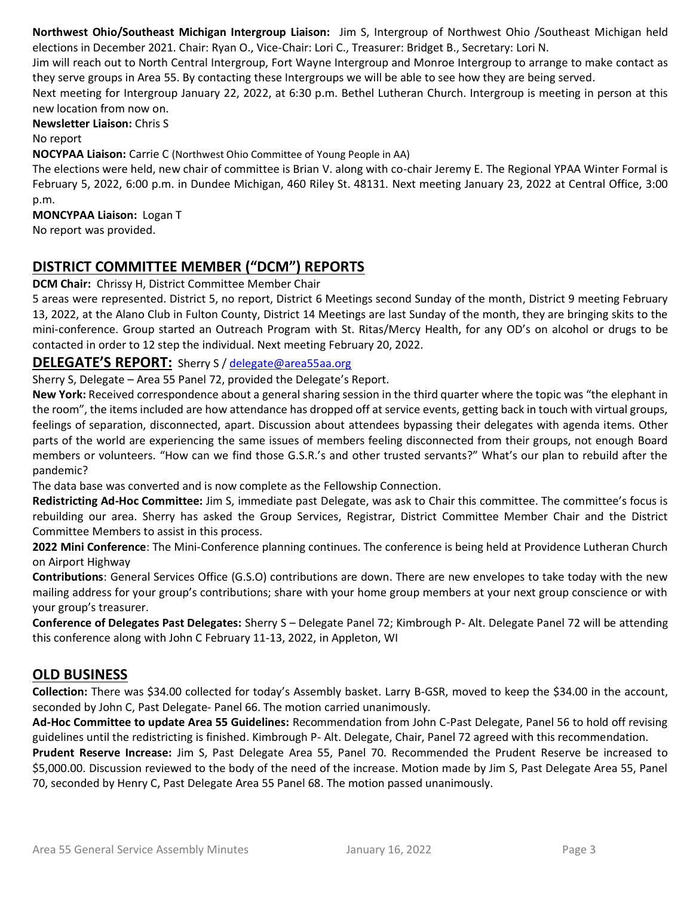**Northwest Ohio/Southeast Michigan Intergroup Liaison:** Jim S, Intergroup of Northwest Ohio /Southeast Michigan held elections in December 2021. Chair: Ryan O., Vice-Chair: Lori C., Treasurer: Bridget B., Secretary: Lori N.

Jim will reach out to North Central Intergroup, Fort Wayne Intergroup and Monroe Intergroup to arrange to make contact as they serve groups in Area 55. By contacting these Intergroups we will be able to see how they are being served.

Next meeting for Intergroup January 22, 2022, at 6:30 p.m. Bethel Lutheran Church. Intergroup is meeting in person at this new location from now on.

**Newsletter Liaison:** Chris S

No report

**NOCYPAA Liaison:** Carrie C (Northwest Ohio Committee of Young People in AA)

The elections were held, new chair of committee is Brian V. along with co-chair Jeremy E. The Regional YPAA Winter Formal is February 5, 2022, 6:00 p.m. in Dundee Michigan, 460 Riley St. 48131. Next meeting January 23, 2022 at Central Office, 3:00 p.m.

**MONCYPAA Liaison:** Logan T

No report was provided.

## DISTRICT COMMITTEE MEMBER ("DCM") REPORTS

**DCM Chair:** Chrissy H, District Committee Member Chair

5 areas were represented. District 5, no report, District 6 Meetings second Sunday of the month, District 9 meeting February 13, 2022, at the Alano Club in Fulton County, District 14 Meetings are last Sunday of the month, they are bringing skits to the mini-conference. Group started an Outreach Program with St. Ritas/Mercy Health, for any OD's on alcohol or drugs to be contacted in order to 12 step the individual. Next meeting February 20, 2022.

## DELEGATE'S REPORT: Sherry S / delegate@area55aa.org

Sherry S, Delegate – Area 55 Panel 72, provided the Delegate's Report.

**New York:** Received correspondence about a general sharing session in the third quarter where the topic was "the elephant in the room", the items included are how attendance has dropped off at service events, getting back in touch with virtual groups, feelings of separation, disconnected, apart. Discussion about attendees bypassing their delegates with agenda items. Other parts of the world are experiencing the same issues of members feeling disconnected from their groups, not enough Board members or volunteers. "How can we find those G.S.R.'s and other trusted servants?" What's our plan to rebuild after the pandemic?

The data base was converted and is now complete as the Fellowship Connection.

**Redistricting Ad-Hoc Committee:** Jim S, immediate past Delegate, was ask to Chair this committee. The committee's focus is rebuilding our area. Sherry has asked the Group Services, Registrar, District Committee Member Chair and the District Committee Members to assist in this process.

**2022 Mini Conference**: The Mini-Conference planning continues. The conference is being held at Providence Lutheran Church on Airport Highway

**Contributions**: General Services Office (G.S.O) contributions are down. There are new envelopes to take today with the new mailing address for your group's contributions; share with your home group members at your next group conscience or with your group's treasurer.

**Conference of Delegates Past Delegates:** Sherry S – Delegate Panel 72; Kimbrough P- Alt. Delegate Panel 72 will be attending this conference along with John C February 11-13, 2022, in Appleton, WI

## OLD BUSINESS

**Collection:** There was $34.00 collected for today's Assembly basket. Larry B-GSR, moved to keep the $34.00 in the account, seconded by John C, Past Delegate- Panel 66. The motion carried unanimously.

**Ad-Hoc Committee to update Area 55 Guidelines:** Recommendation from John C-Past Delegate, Panel 56 to hold off revising guidelines until the redistricting is finished. Kimbrough P- Alt. Delegate, Chair, Panel 72 agreed with this recommendation.

**Prudent Reserve Increase:** Jim S, Past Delegate Area 55, Panel 70. Recommended the Prudent Reserve be increased to $5,000.00. Discussion reviewed to the body of the need of the increase. Motion made by Jim S, Past Delegate Area 55, Panel 70, seconded by Henry C, Past Delegate Area 55 Panel 68. The motion passed unanimously.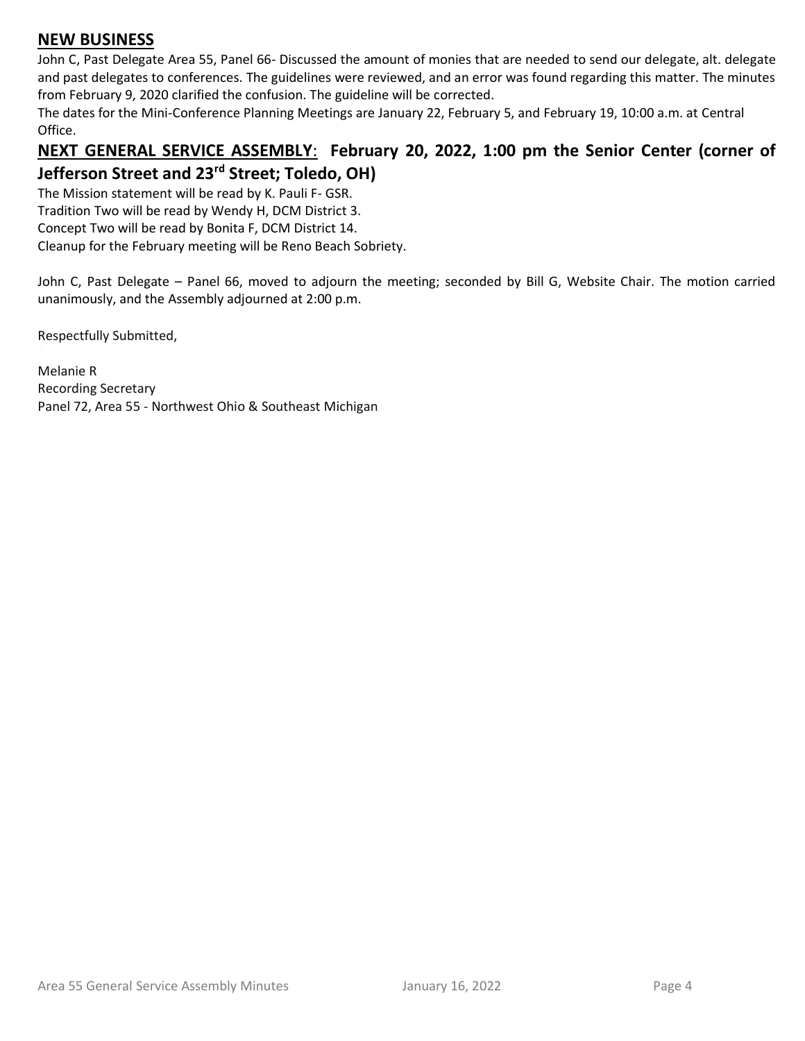## NEW BUSINESS

John C, Past Delegate Area 55, Panel 66- Discussed the amount of monies that are needed to send our delegate, alt. delegate and past delegates to conferences. The guidelines were reviewed, and an error was found regarding this matter. The minutes from February 9, 2020 clarified the confusion. The guideline will be corrected.

The dates for the Mini-Conference Planning Meetings are January 22, February 5, and February 19, 10:00 a.m. at Central Office.

## NEXT GENERAL SERVICE ASSEMBLY: February 20, 2022, 1:00 pm the Senior Center (corner of Jefferson Street and 23rd Street; Toledo, OH)

The Mission statement will be read by K. Pauli F- GSR.
Tradition Two will be read by Wendy H, DCM District 3.
Concept Two will be read by Bonita F, DCM District 14.
Cleanup for the February meeting will be Reno Beach Sobriety.

John C, Past Delegate – Panel 66, moved to adjourn the meeting; seconded by Bill G, Website Chair. The motion carried unanimously, and the Assembly adjourned at 2:00 p.m.

Respectfully Submitted,

Melanie R
Recording Secretary
Panel 72, Area 55 - Northwest Ohio & Southeast Michigan